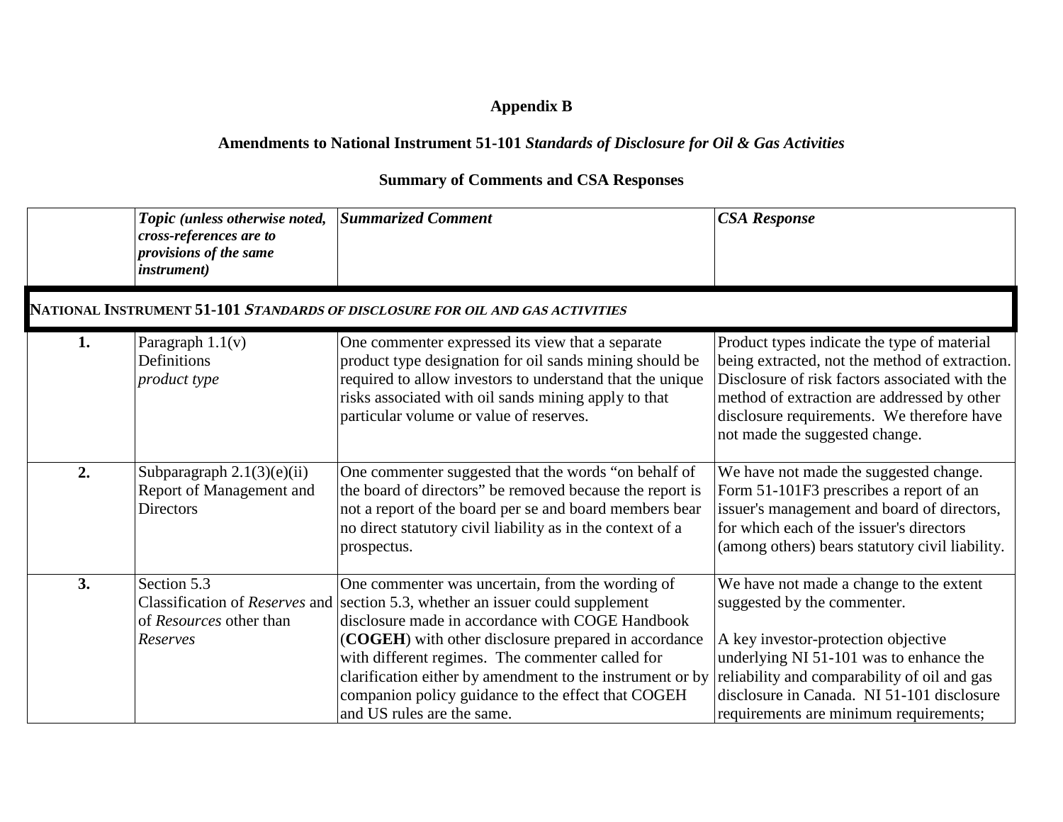**Appendix B**

**Amendments to National Instrument 51-101 *Standards of Disclosure for Oil & Gas Activities***

**Summary of Comments and CSA Responses**

| | ***Topic** (unless otherwise noted, cross-references are to provisions of the same instrument)* | ***Summarized Comment*** | ***CSA Response*** |
|---|---|---|---|
| **NATIONAL INSTRUMENT 51-101 *STANDARDS OF DISCLOSURE FOR OIL AND GAS ACTIVITIES*** | | | |
| **1.** | Paragraph 1.1(v) Definitions *product type* | One commenter expressed its view that a separate product type designation for oil sands mining should be required to allow investors to understand that the unique risks associated with oil sands mining apply to that particular volume or value of reserves. | Product types indicate the type of material being extracted, not the method of extraction. Disclosure of risk factors associated with the method of extraction are addressed by other disclosure requirements. We therefore have not made the suggested change. |
| **2.** | Subparagraph 2.1(3)(e)(ii) Report of Management and Directors | One commenter suggested that the words "on behalf of the board of directors" be removed because the report is not a report of the board per se and board members bear no direct statutory civil liability as in the context of a prospectus. | We have not made the suggested change. Form 51-101F3 prescribes a report of an issuer's management and board of directors, for which each of the issuer's directors (among others) bears statutory civil liability. |
| **3.** | Section 5.3 Classification of *Reserves* and of *Resources* other than *Reserves* | One commenter was uncertain, from the wording of section 5.3, whether an issuer could supplement disclosure made in accordance with COGE Handbook (**COGEH**) with other disclosure prepared in accordance with different regimes. The commenter called for clarification either by amendment to the instrument or by companion policy guidance to the effect that COGEH and US rules are the same. | We have not made a change to the extent suggested by the commenter.<br><br>A key investor-protection objective underlying NI 51-101 was to enhance the reliability and comparability of oil and gas disclosure in Canada. NI 51-101 disclosure requirements are minimum requirements; |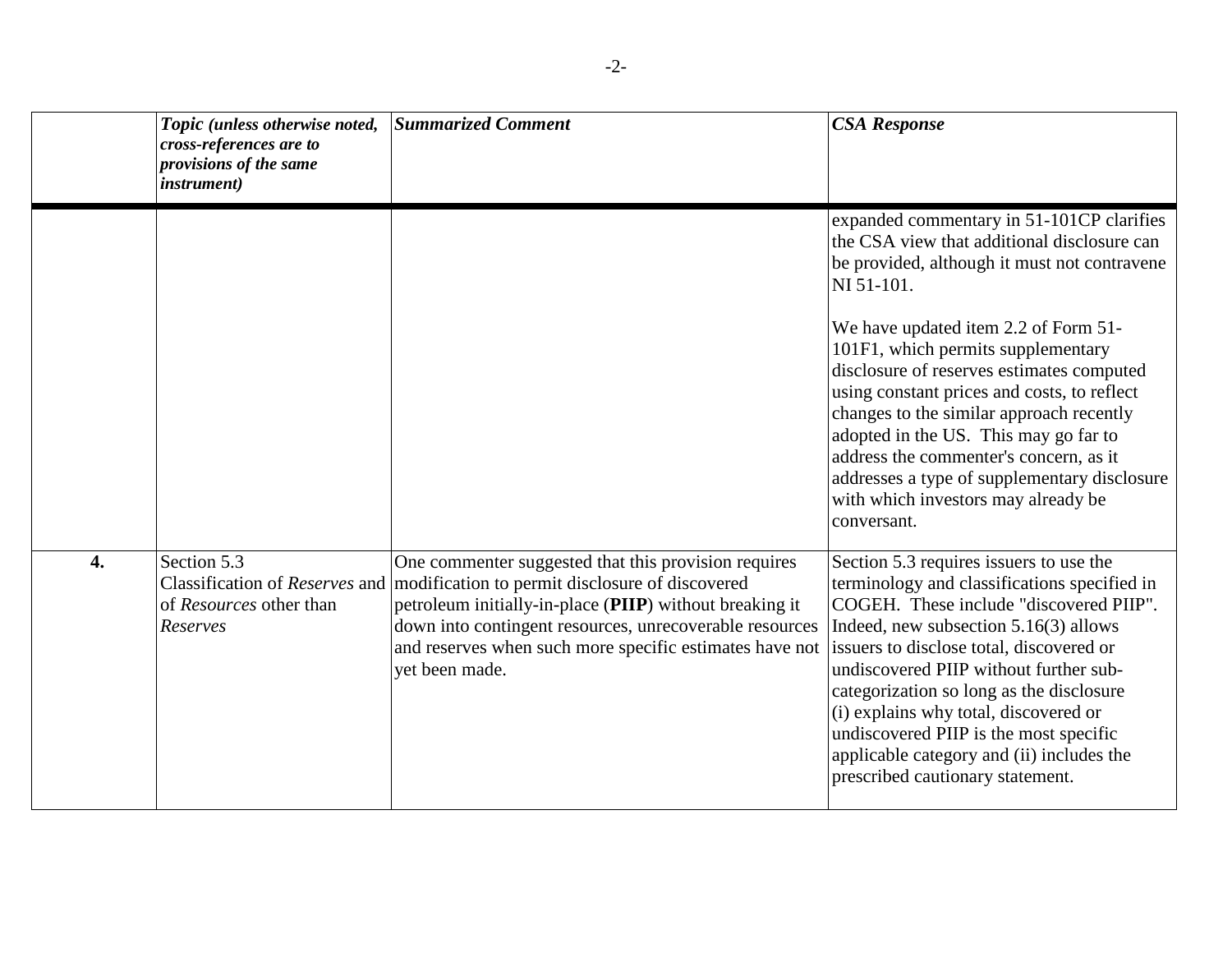| | *Topic (unless otherwise noted, cross-references are to provisions of the same instrument)* | *Summarized Comment* | *CSA Response* |
|---|---|---|---|
| | | | expanded commentary in 51-101CP clarifies the CSA view that additional disclosure can be provided, although it must not contravene NI 51-101.<br><br>We have updated item 2.2 of Form 51-101F1, which permits supplementary disclosure of reserves estimates computed using constant prices and costs, to reflect changes to the similar approach recently adopted in the US. This may go far to address the commenter's concern, as it addresses a type of supplementary disclosure with which investors may already be conversant. |
| **4.** | Section 5.3<br>Classification of *Reserves* and of *Resources* other than *Reserves* | One commenter suggested that this provision requires modification to permit disclosure of discovered petroleum initially-in-place (**PIIP**) without breaking it down into contingent resources, unrecoverable resources and reserves when such more specific estimates have not yet been made. | Section 5.3 requires issuers to use the terminology and classifications specified in COGEH. These include "discovered PIIP". Indeed, new subsection 5.16(3) allows issuers to disclose total, discovered or undiscovered PIIP without further sub-categorization so long as the disclosure (i) explains why total, discovered or undiscovered PIIP is the most specific applicable category and (ii) includes the prescribed cautionary statement. |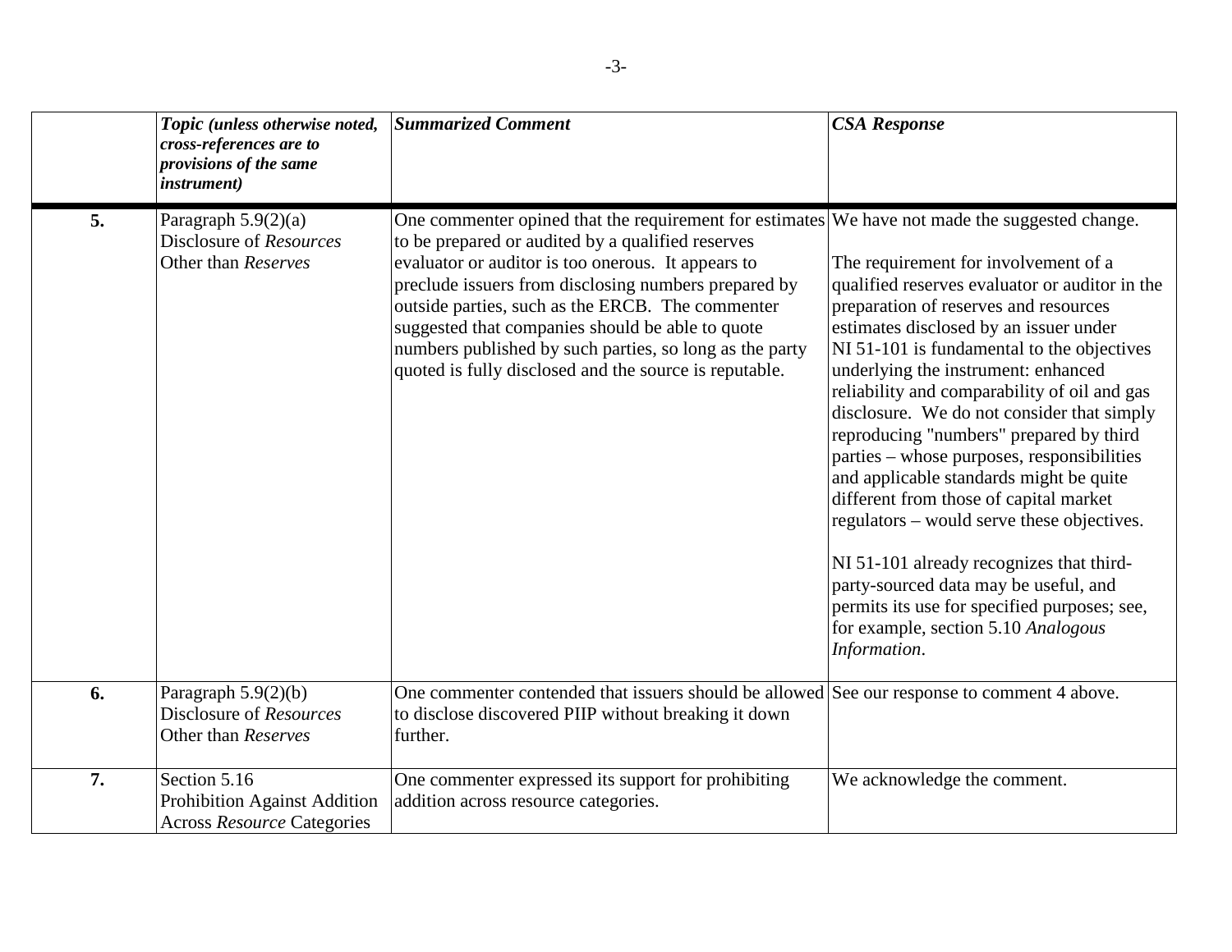| | *Topic (unless otherwise noted, cross-references are to provisions of the same instrument)* | *Summarized Comment* | *CSA Response* |
|---|---|---|---|
| **5.** | Paragraph 5.9(2)(a) Disclosure of *Resources* Other than *Reserves* | One commenter opined that the requirement for estimates to be prepared or audited by a qualified reserves evaluator or auditor is too onerous. It appears to preclude issuers from disclosing numbers prepared by outside parties, such as the ERCB. The commenter suggested that companies should be able to quote numbers published by such parties, so long as the party quoted is fully disclosed and the source is reputable. | We have not made the suggested change.<br><br>The requirement for involvement of a qualified reserves evaluator or auditor in the preparation of reserves and resources estimates disclosed by an issuer under NI 51-101 is fundamental to the objectives underlying the instrument: enhanced reliability and comparability of oil and gas disclosure. We do not consider that simply reproducing "numbers" prepared by third parties – whose purposes, responsibilities and applicable standards might be quite different from those of capital market regulators – would serve these objectives.<br><br>NI 51-101 already recognizes that third-party-sourced data may be useful, and permits its use for specified purposes; see, for example, section 5.10 *Analogous Information*. |
| **6.** | Paragraph 5.9(2)(b) Disclosure of *Resources* Other than *Reserves* | One commenter contended that issuers should be allowed to disclose discovered PIIP without breaking it down further. | See our response to comment 4 above. |
| **7.** | Section 5.16 Prohibition Against Addition Across *Resource* Categories | One commenter expressed its support for prohibiting addition across resource categories. | We acknowledge the comment. |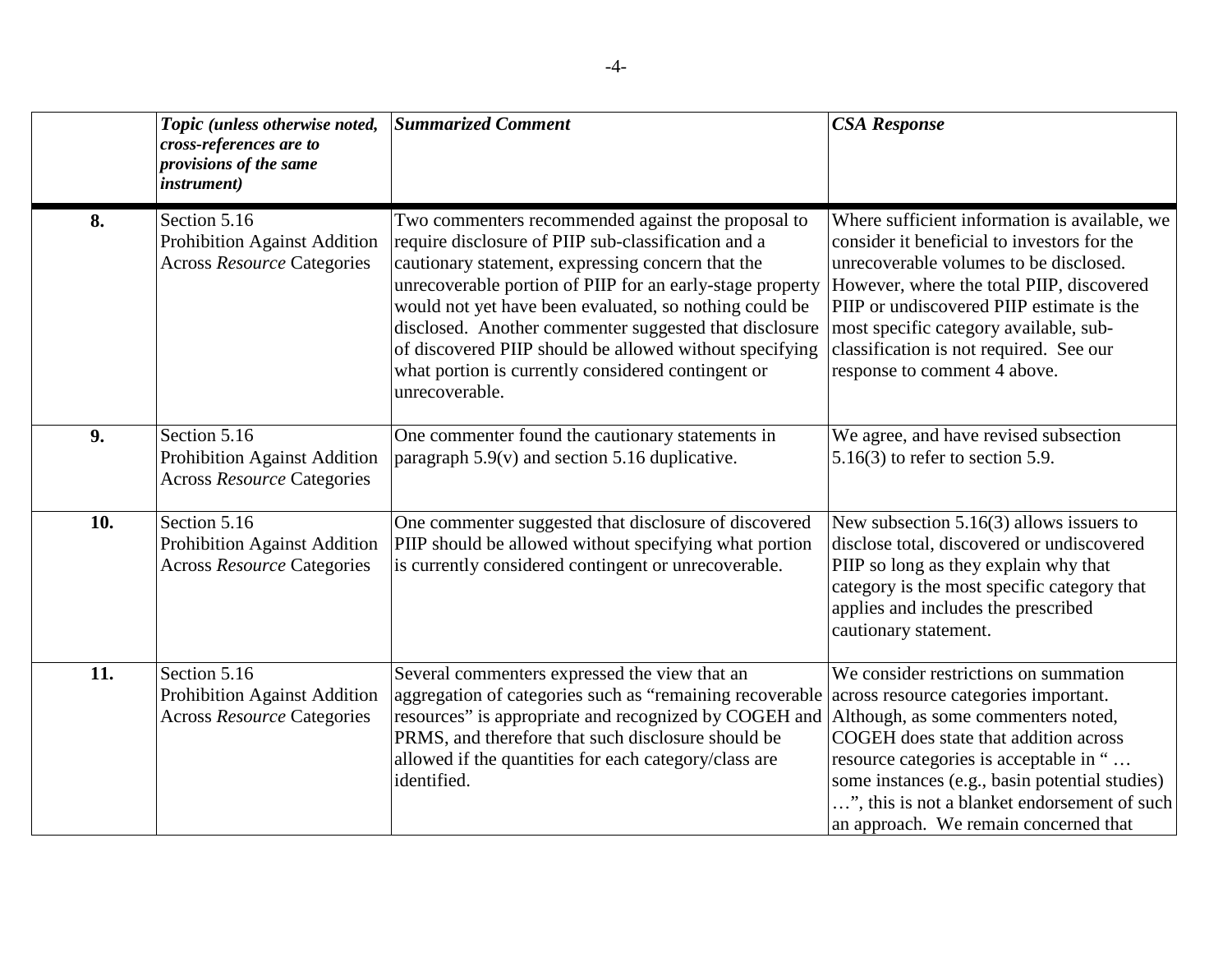| | *Topic (unless otherwise noted, cross-references are to provisions of the same instrument)* | *Summarized Comment* | *CSA Response* |
|---|---|---|---|
| **8.** | Section 5.16 Prohibition Against Addition Across *Resource* Categories | Two commenters recommended against the proposal to require disclosure of PIIP sub-classification and a cautionary statement, expressing concern that the unrecoverable portion of PIIP for an early-stage property would not yet have been evaluated, so nothing could be disclosed. Another commenter suggested that disclosure of discovered PIIP should be allowed without specifying what portion is currently considered contingent or unrecoverable. | Where sufficient information is available, we consider it beneficial to investors for the unrecoverable volumes to be disclosed. However, where the total PIIP, discovered PIIP or undiscovered PIIP estimate is the most specific category available, sub-classification is not required. See our response to comment 4 above. |
| **9.** | Section 5.16 Prohibition Against Addition Across *Resource* Categories | One commenter found the cautionary statements in paragraph 5.9(v) and section 5.16 duplicative. | We agree, and have revised subsection 5.16(3) to refer to section 5.9. |
| **10.** | Section 5.16 Prohibition Against Addition Across *Resource* Categories | One commenter suggested that disclosure of discovered PIIP should be allowed without specifying what portion is currently considered contingent or unrecoverable. | New subsection 5.16(3) allows issuers to disclose total, discovered or undiscovered PIIP so long as they explain why that category is the most specific category that applies and includes the prescribed cautionary statement. |
| **11.** | Section 5.16 Prohibition Against Addition Across *Resource* Categories | Several commenters expressed the view that an aggregation of categories such as "remaining recoverable resources" is appropriate and recognized by COGEH and PRMS, and therefore that such disclosure should be allowed if the quantities for each category/class are identified. | We consider restrictions on summation across resource categories important. Although, as some commenters noted, COGEH does state that addition across resource categories is acceptable in " … some instances (e.g., basin potential studies) …", this is not a blanket endorsement of such an approach. We remain concerned that |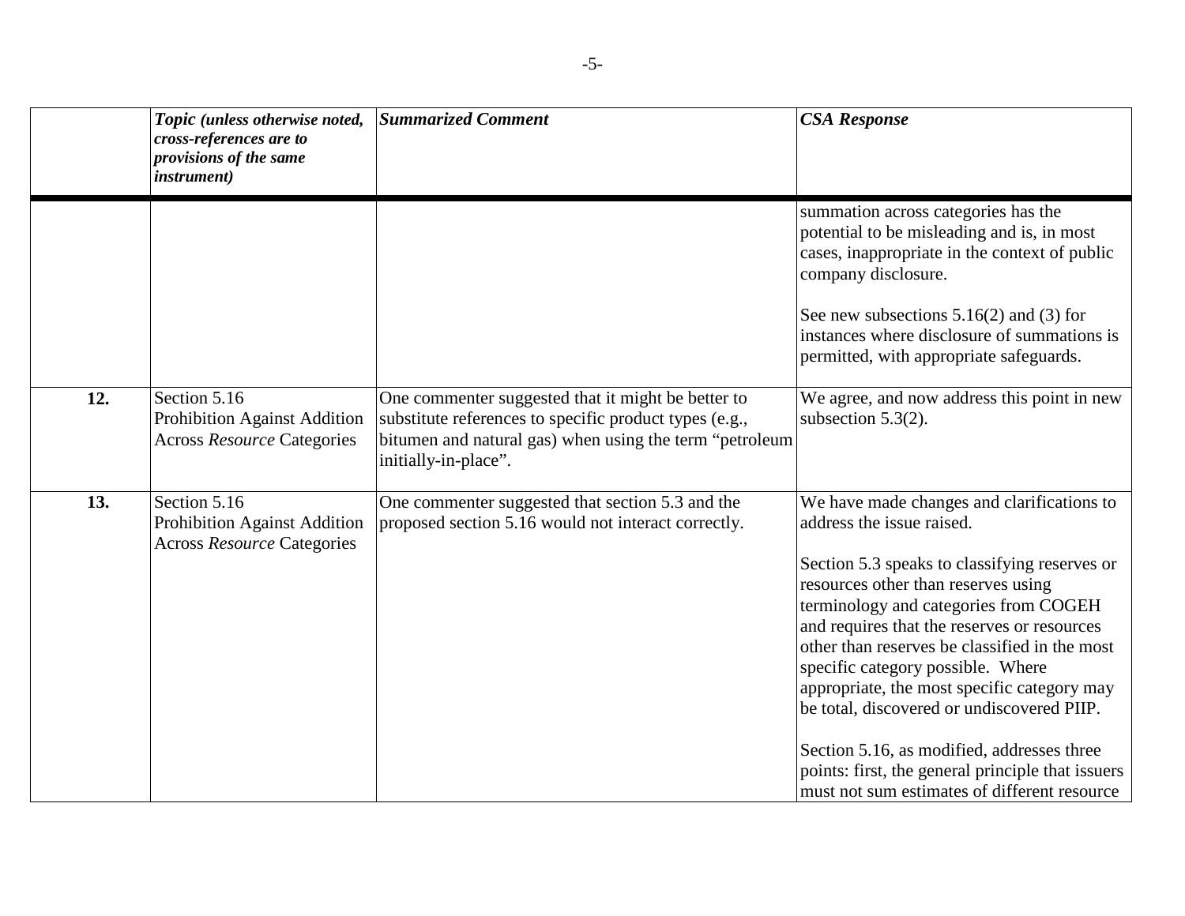| | *Topic (unless otherwise noted, cross-references are to provisions of the same instrument)* | *Summarized Comment* | *CSA Response* |
|---|---|---|---|
| | | | summation across categories has the potential to be misleading and is, in most cases, inappropriate in the context of public company disclosure.<br><br>See new subsections 5.16(2) and (3) for instances where disclosure of summations is permitted, with appropriate safeguards. |
| **12.** | Section 5.16<br>Prohibition Against Addition Across *Resource* Categories | One commenter suggested that it might be better to substitute references to specific product types (e.g., bitumen and natural gas) when using the term "petroleum initially-in-place". | We agree, and now address this point in new subsection 5.3(2). |
| **13.** | Section 5.16<br>Prohibition Against Addition Across *Resource* Categories | One commenter suggested that section 5.3 and the proposed section 5.16 would not interact correctly. | We have made changes and clarifications to address the issue raised.<br><br>Section 5.3 speaks to classifying reserves or resources other than reserves using terminology and categories from COGEH and requires that the reserves or resources other than reserves be classified in the most specific category possible. Where appropriate, the most specific category may be total, discovered or undiscovered PIIP.<br><br>Section 5.16, as modified, addresses three points: first, the general principle that issuers must not sum estimates of different resource |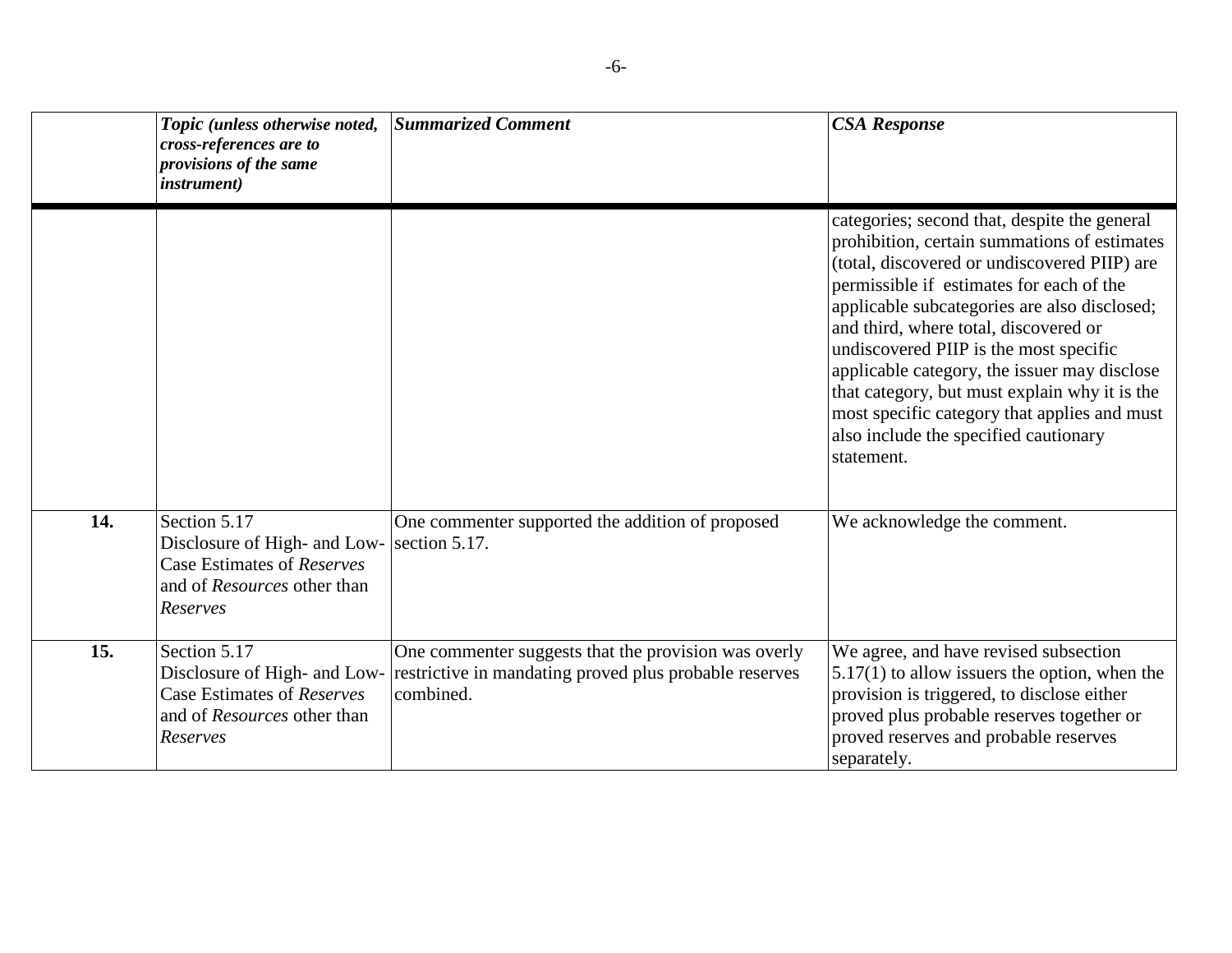| | *Topic (unless otherwise noted, cross-references are to provisions of the same instrument)* | *Summarized Comment* | *CSA Response* |
|---|---|---|---|
| | | | categories; second that, despite the general prohibition, certain summations of estimates (total, discovered or undiscovered PIIP) are permissible if estimates for each of the applicable subcategories are also disclosed; and third, where total, discovered or undiscovered PIIP is the most specific applicable category, the issuer may disclose that category, but must explain why it is the most specific category that applies and must also include the specified cautionary statement. |
| **14.** | Section 5.17 Disclosure of High- and Low-Case Estimates of *Reserves* and of *Resources* other than *Reserves* | One commenter supported the addition of proposed section 5.17. | We acknowledge the comment. |
| **15.** | Section 5.17 Disclosure of High- and Low-Case Estimates of *Reserves* and of *Resources* other than *Reserves* | One commenter suggests that the provision was overly restrictive in mandating proved plus probable reserves combined. | We agree, and have revised subsection 5.17(1) to allow issuers the option, when the provision is triggered, to disclose either proved plus probable reserves together or proved reserves and probable reserves separately. |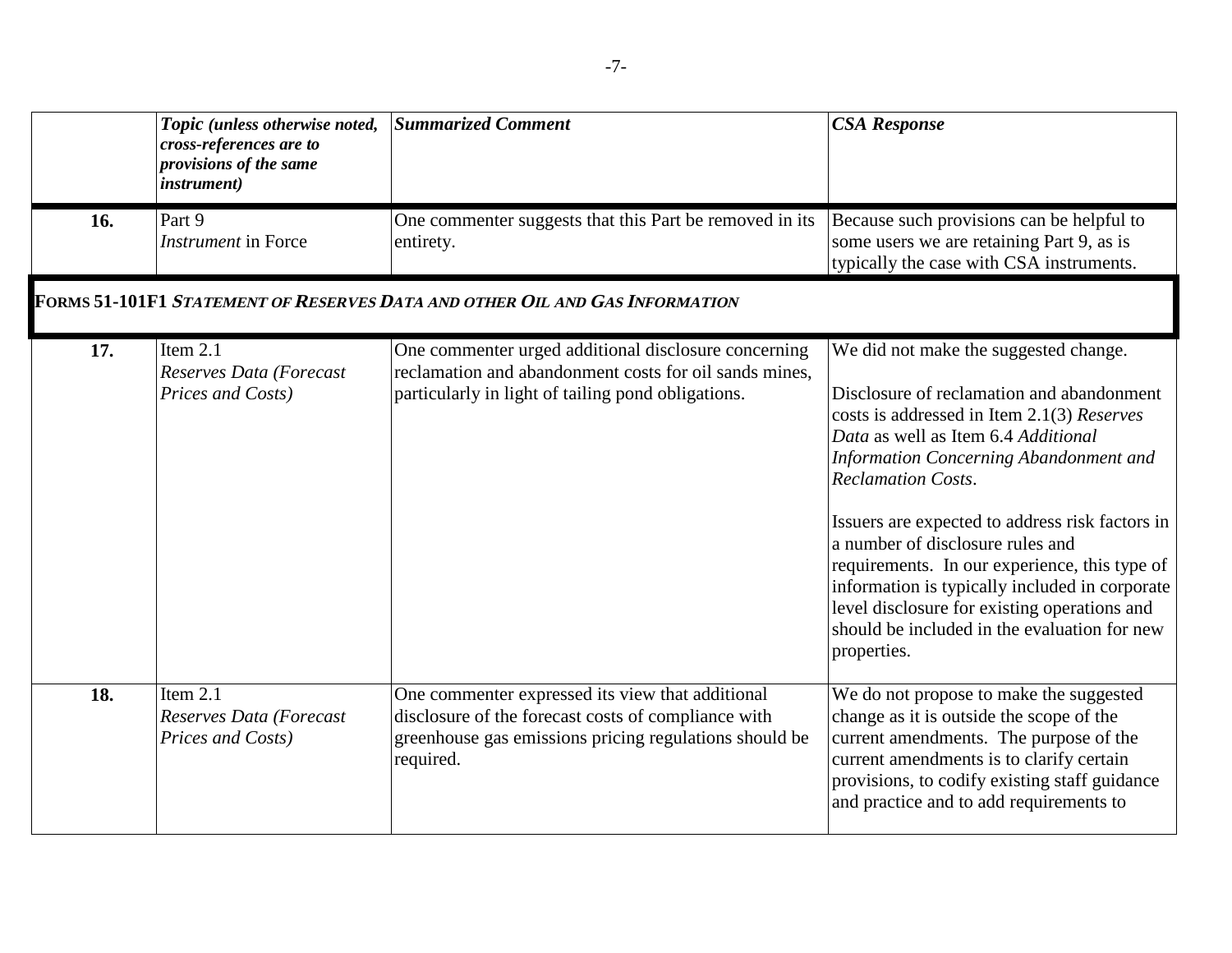| | *Topic (unless otherwise noted, cross-references are to provisions of the same instrument)* | *Summarized Comment* | *CSA Response* |
|---|---|---|---|
| **16.** | Part 9<br>*Instrument* in Force | One commenter suggests that this Part be removed in its entirety. | Because such provisions can be helpful to some users we are retaining Part 9, as is typically the case with CSA instruments. |
| **FORMS 51-101F1 *STATEMENT OF RESERVES DATA AND OTHER OIL AND GAS INFORMATION*** | | | |
| **17.** | Item 2.1<br>*Reserves Data (Forecast Prices and Costs)* | One commenter urged additional disclosure concerning reclamation and abandonment costs for oil sands mines, particularly in light of tailing pond obligations. | We did not make the suggested change.<br><br>Disclosure of reclamation and abandonment costs is addressed in Item 2.1(3) *Reserves Data* as well as Item 6.4 *Additional Information Concerning Abandonment and Reclamation Costs*.<br><br>Issuers are expected to address risk factors in a number of disclosure rules and requirements. In our experience, this type of information is typically included in corporate level disclosure for existing operations and should be included in the evaluation for new properties. |
| **18.** | Item 2.1<br>*Reserves Data (Forecast Prices and Costs)* | One commenter expressed its view that additional disclosure of the forecast costs of compliance with greenhouse gas emissions pricing regulations should be required. | We do not propose to make the suggested change as it is outside the scope of the current amendments. The purpose of the current amendments is to clarify certain provisions, to codify existing staff guidance and practice and to add requirements to |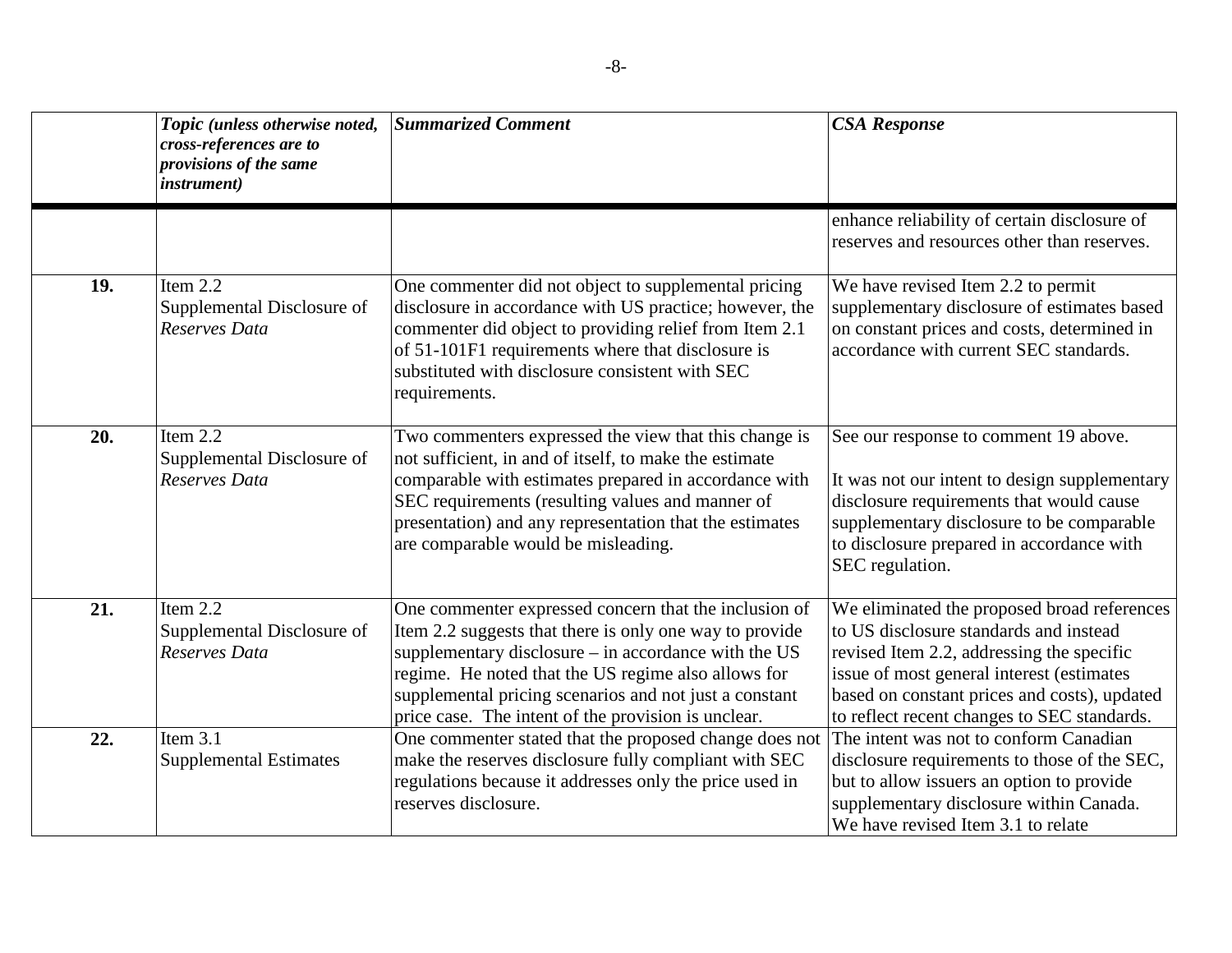| | *Topic (unless otherwise noted, cross-references are to provisions of the same instrument)* | *Summarized Comment* | *CSA Response* |
|---|---|---|---|
| | | | enhance reliability of certain disclosure of reserves and resources other than reserves. |
| **19.** | Item 2.2 Supplemental Disclosure of *Reserves Data* | One commenter did not object to supplemental pricing disclosure in accordance with US practice; however, the commenter did object to providing relief from Item 2.1 of 51-101F1 requirements where that disclosure is substituted with disclosure consistent with SEC requirements. | We have revised Item 2.2 to permit supplementary disclosure of estimates based on constant prices and costs, determined in accordance with current SEC standards. |
| **20.** | Item 2.2 Supplemental Disclosure of *Reserves Data* | Two commenters expressed the view that this change is not sufficient, in and of itself, to make the estimate comparable with estimates prepared in accordance with SEC requirements (resulting values and manner of presentation) and any representation that the estimates are comparable would be misleading. | See our response to comment 19 above.<br><br>It was not our intent to design supplementary disclosure requirements that would cause supplementary disclosure to be comparable to disclosure prepared in accordance with SEC regulation. |
| **21.** | Item 2.2 Supplemental Disclosure of *Reserves Data* | One commenter expressed concern that the inclusion of Item 2.2 suggests that there is only one way to provide supplementary disclosure – in accordance with the US regime. He noted that the US regime also allows for supplemental pricing scenarios and not just a constant price case. The intent of the provision is unclear. | We eliminated the proposed broad references to US disclosure standards and instead revised Item 2.2, addressing the specific issue of most general interest (estimates based on constant prices and costs), updated to reflect recent changes to SEC standards. |
| **22.** | Item 3.1 Supplemental Estimates | One commenter stated that the proposed change does not make the reserves disclosure fully compliant with SEC regulations because it addresses only the price used in reserves disclosure. | The intent was not to conform Canadian disclosure requirements to those of the SEC, but to allow issuers an option to provide supplementary disclosure within Canada. We have revised Item 3.1 to relate |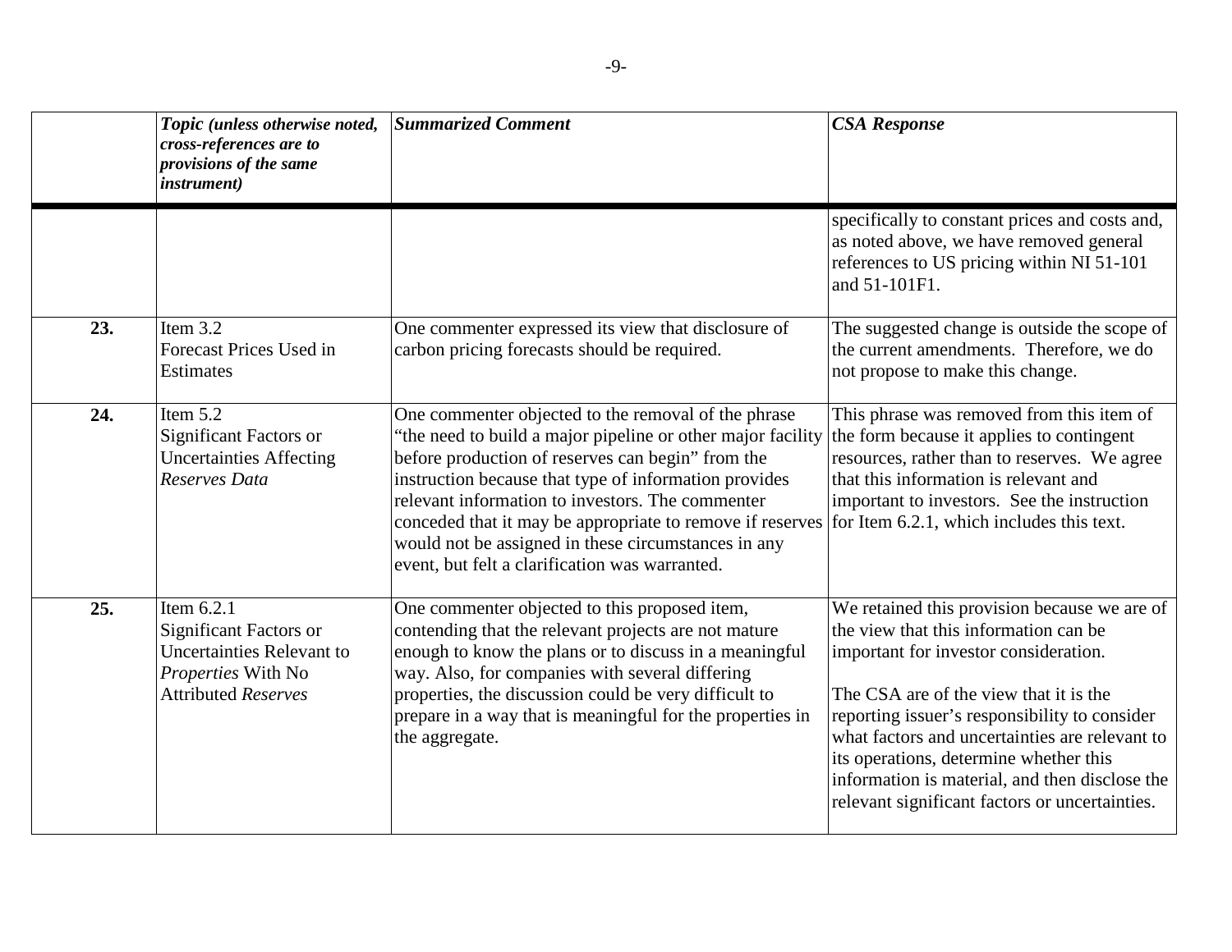| | *Topic (unless otherwise noted, cross-references are to provisions of the same instrument)* | *Summarized Comment* | *CSA Response* |
|---|---|---|---|
| | | | specifically to constant prices and costs and, as noted above, we have removed general references to US pricing within NI 51-101 and 51-101F1. |
| **23.** | Item 3.2 Forecast Prices Used in Estimates | One commenter expressed its view that disclosure of carbon pricing forecasts should be required. | The suggested change is outside the scope of the current amendments. Therefore, we do not propose to make this change. |
| **24.** | Item 5.2 Significant Factors or Uncertainties Affecting *Reserves Data* | One commenter objected to the removal of the phrase "the need to build a major pipeline or other major facility before production of reserves can begin" from the instruction because that type of information provides relevant information to investors. The commenter conceded that it may be appropriate to remove if reserves would not be assigned in these circumstances in any event, but felt a clarification was warranted. | This phrase was removed from this item of the form because it applies to contingent resources, rather than to reserves. We agree that this information is relevant and important to investors. See the instruction for Item 6.2.1, which includes this text. |
| **25.** | Item 6.2.1 Significant Factors or Uncertainties Relevant to *Properties* With No Attributed *Reserves* | One commenter objected to this proposed item, contending that the relevant projects are not mature enough to know the plans or to discuss in a meaningful way. Also, for companies with several differing properties, the discussion could be very difficult to prepare in a way that is meaningful for the properties in the aggregate. | We retained this provision because we are of the view that this information can be important for investor consideration.<br><br>The CSA are of the view that it is the reporting issuer's responsibility to consider what factors and uncertainties are relevant to its operations, determine whether this information is material, and then disclose the relevant significant factors or uncertainties. |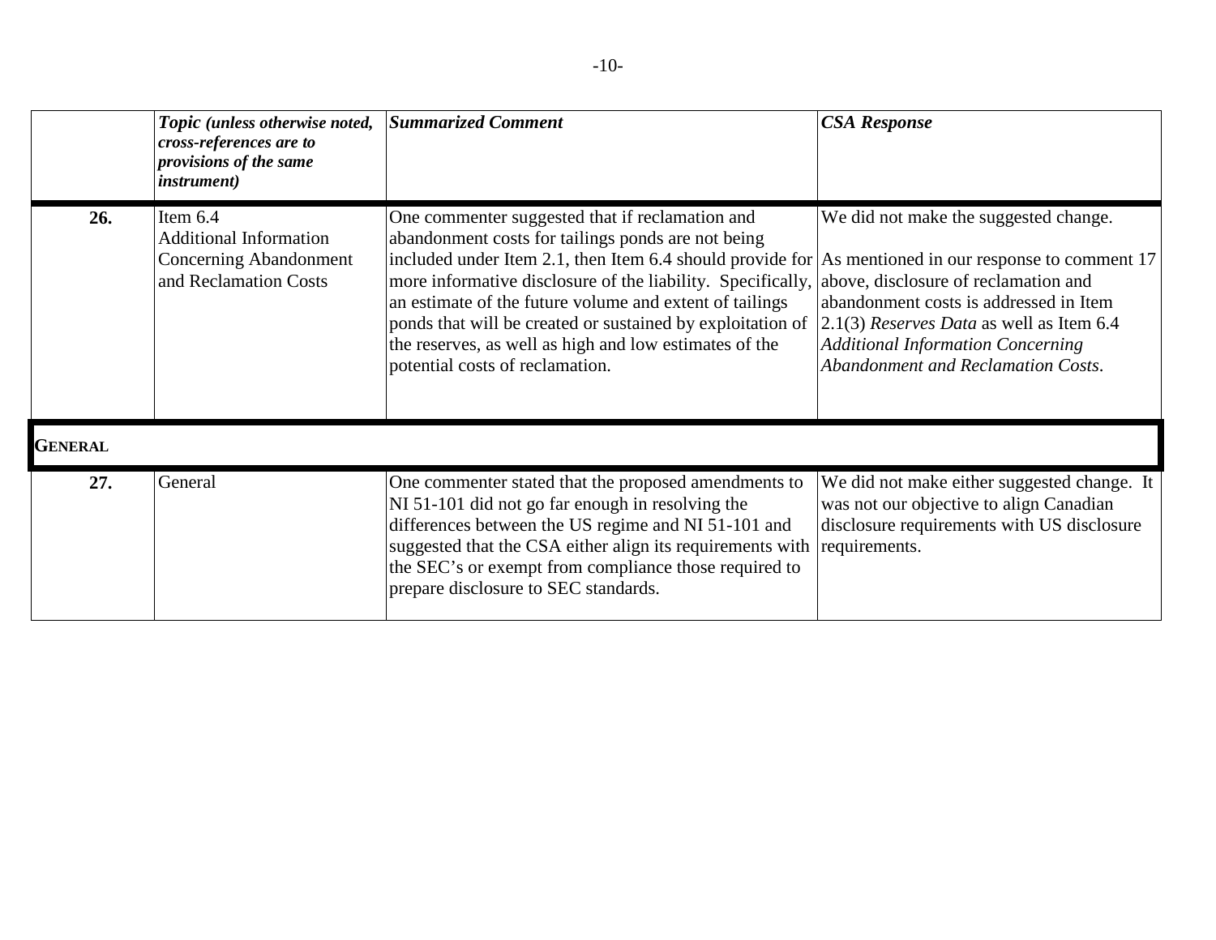| | *Topic (unless otherwise noted, cross-references are to provisions of the same instrument)* | *Summarized Comment* | *CSA Response* |
|---|---|---|---|
| **26.** | Item 6.4<br>Additional Information Concerning Abandonment and Reclamation Costs | One commenter suggested that if reclamation and abandonment costs for tailings ponds are not being included under Item 2.1, then Item 6.4 should provide for more informative disclosure of the liability. Specifically, an estimate of the future volume and extent of tailings ponds that will be created or sustained by exploitation of the reserves, as well as high and low estimates of the potential costs of reclamation. | We did not make the suggested change.<br><br>As mentioned in our response to comment 17 above, disclosure of reclamation and abandonment costs is addressed in Item 2.1(3) *Reserves Data* as well as Item 6.4 *Additional Information Concerning Abandonment and Reclamation Costs*. |
| **GENERAL** | | | |
| **27.** | General | One commenter stated that the proposed amendments to NI 51-101 did not go far enough in resolving the differences between the US regime and NI 51-101 and suggested that the CSA either align its requirements with the SEC's or exempt from compliance those required to prepare disclosure to SEC standards. | We did not make either suggested change. It was not our objective to align Canadian disclosure requirements with US disclosure requirements. |